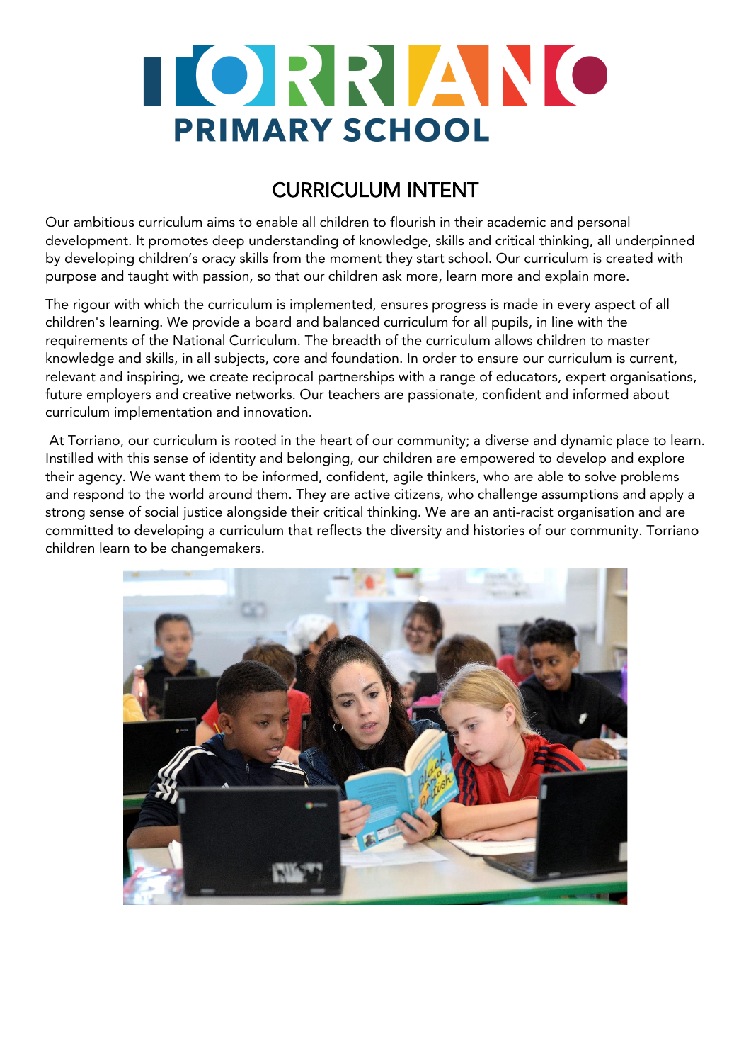# TORRIANO PRIMARY SCHOOL

## CURRICULUM INTENT

Our ambitious curriculum aims to enable all children to flourish in their academic and personal development. It promotes deep understanding of knowledge, skills and critical thinking, all underpinned by developing children's oracy skills from the moment they start school. Our curriculum is created with purpose and taught with passion, so that our children ask more, learn more and explain more.

The rigour with which the curriculum is implemented, ensures progress is made in every aspect of all children's learning. We provide a board and balanced curriculum for all pupils, in line with the requirements of the National Curriculum. The breadth of the curriculum allows children to master knowledge and skills, in all subjects, core and foundation. In order to ensure our curriculum is current, relevant and inspiring, we create reciprocal partnerships with a range of educators, expert organisations, future employers and creative networks. Our teachers are passionate, confident and informed about curriculum implementation and innovation.

At Torriano, our curriculum is rooted in the heart of our community; a diverse and dynamic place to learn. Instilled with this sense of identity and belonging, our children are empowered to develop and explore their agency. We want them to be informed, confident, agile thinkers, who are able to solve problems and respond to the world around them. They are active citizens, who challenge assumptions and apply a strong sense of social justice alongside their critical thinking. We are an anti-racist organisation and are committed to developing a curriculum that reflects the diversity and histories of our community. Torriano children learn to be changemakers.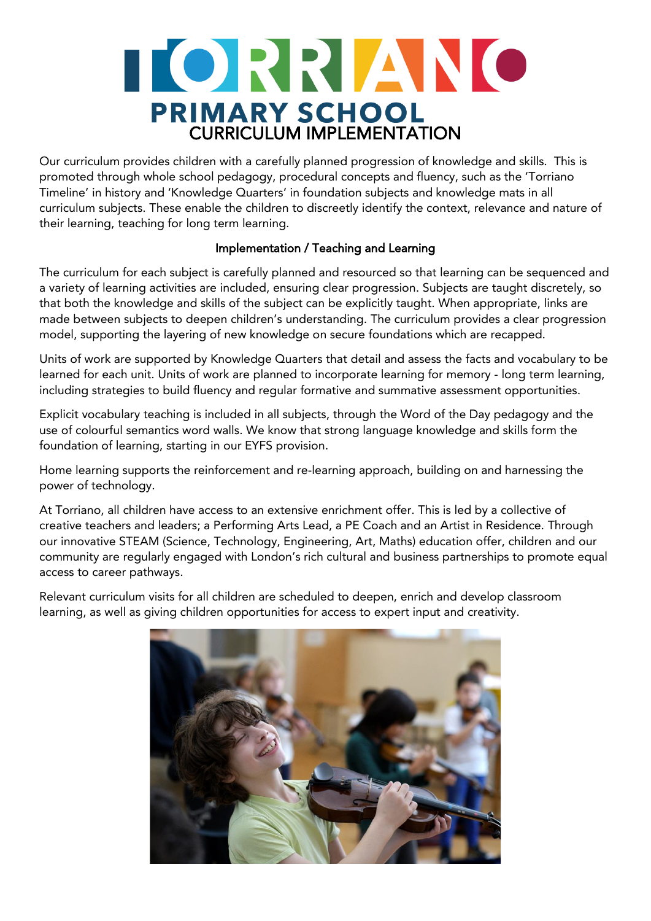# TORRIANO PRIMARY SCHOOL

## CURRICULUM IMPLEMENTATION

Our curriculum provides children with a carefully planned progression of knowledge and skills. This is promoted through whole school pedagogy, procedural concepts and fluency, such as the 'Torriano Timeline' in history and 'Knowledge Quarters' in foundation subjects and knowledge mats in all curriculum subjects. These enable the children to discreetly identify the context, relevance and nature of their learning, teaching for long term learning.

### Implementation / Teaching and Learning

The curriculum for each subject is carefully planned and resourced so that learning can be sequenced and a variety of learning activities are included, ensuring clear progression. Subjects are taught discretely, so that both the knowledge and skills of the subject can be explicitly taught. When appropriate, links are made between subjects to deepen children's understanding. The curriculum provides a clear progression model, supporting the layering of new knowledge on secure foundations which are recapped.

Units of work are supported by Knowledge Quarters that detail and assess the facts and vocabulary to be learned for each unit. Units of work are planned to incorporate learning for memory - long term learning, including strategies to build fluency and regular formative and summative assessment opportunities.

Explicit vocabulary teaching is included in all subjects, through the Word of the Day pedagogy and the use of colourful semantics word walls. We know that strong language knowledge and skills form the foundation of learning, starting in our EYFS provision.

Home learning supports the reinforcement and re-learning approach, building on and harnessing the power of technology.

At Torriano, all children have access to an extensive enrichment offer. This is led by a collective of creative teachers and leaders; a Performing Arts Lead, a PE Coach and an Artist in Residence. Through our innovative STEAM (Science, Technology, Engineering, Art, Maths) education offer, children and our community are regularly engaged with London's rich cultural and business partnerships to promote equal access to career pathways.

Relevant curriculum visits for all children are scheduled to deepen, enrich and develop classroom learning, as well as giving children opportunities for access to expert input and creativity.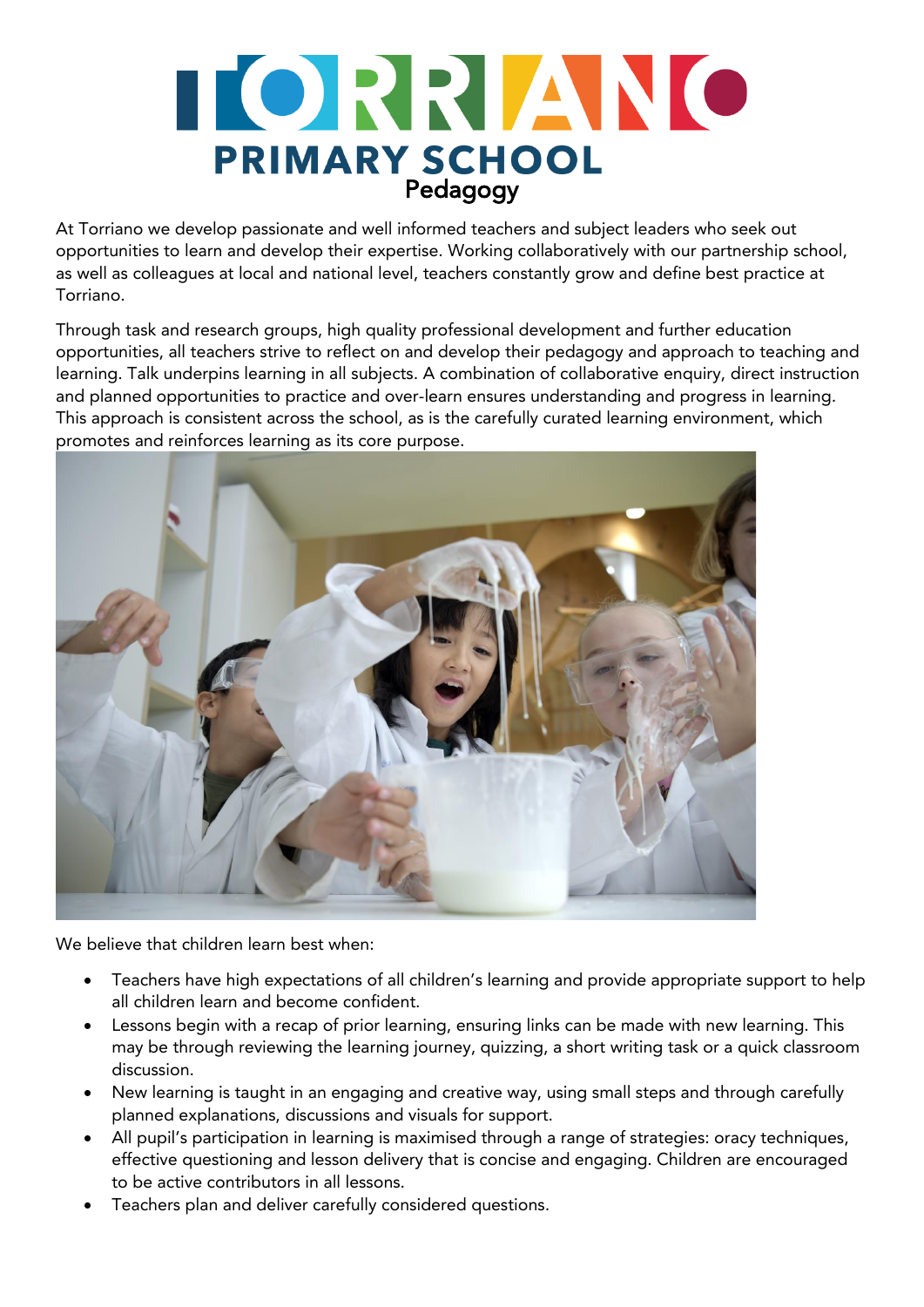# TORRIANO PRIMARY SCHOOL

## Pedagogy

At Torriano we develop passionate and well informed teachers and subject leaders who seek out opportunities to learn and develop their expertise. Working collaboratively with our partnership school, as well as colleagues at local and national level, teachers constantly grow and define best practice at Torriano.

Through task and research groups, high quality professional development and further education opportunities, all teachers strive to reflect on and develop their pedagogy and approach to teaching and learning. Talk underpins learning in all subjects. A combination of collaborative enquiry, direct instruction and planned opportunities to practice and over-learn ensures understanding and progress in learning. This approach is consistent across the school, as is the carefully curated learning environment, which promotes and reinforces learning as its core purpose.

We believe that children learn best when:

- Teachers have high expectations of all children's learning and provide appropriate support to help all children learn and become confident.
- Lessons begin with a recap of prior learning, ensuring links can be made with new learning. This may be through reviewing the learning journey, quizzing, a short writing task or a quick classroom discussion.
- New learning is taught in an engaging and creative way, using small steps and through carefully planned explanations, discussions and visuals for support.
- All pupil's participation in learning is maximised through a range of strategies: oracy techniques, effective questioning and lesson delivery that is concise and engaging. Children are encouraged to be active contributors in all lessons.
- Teachers plan and deliver carefully considered questions.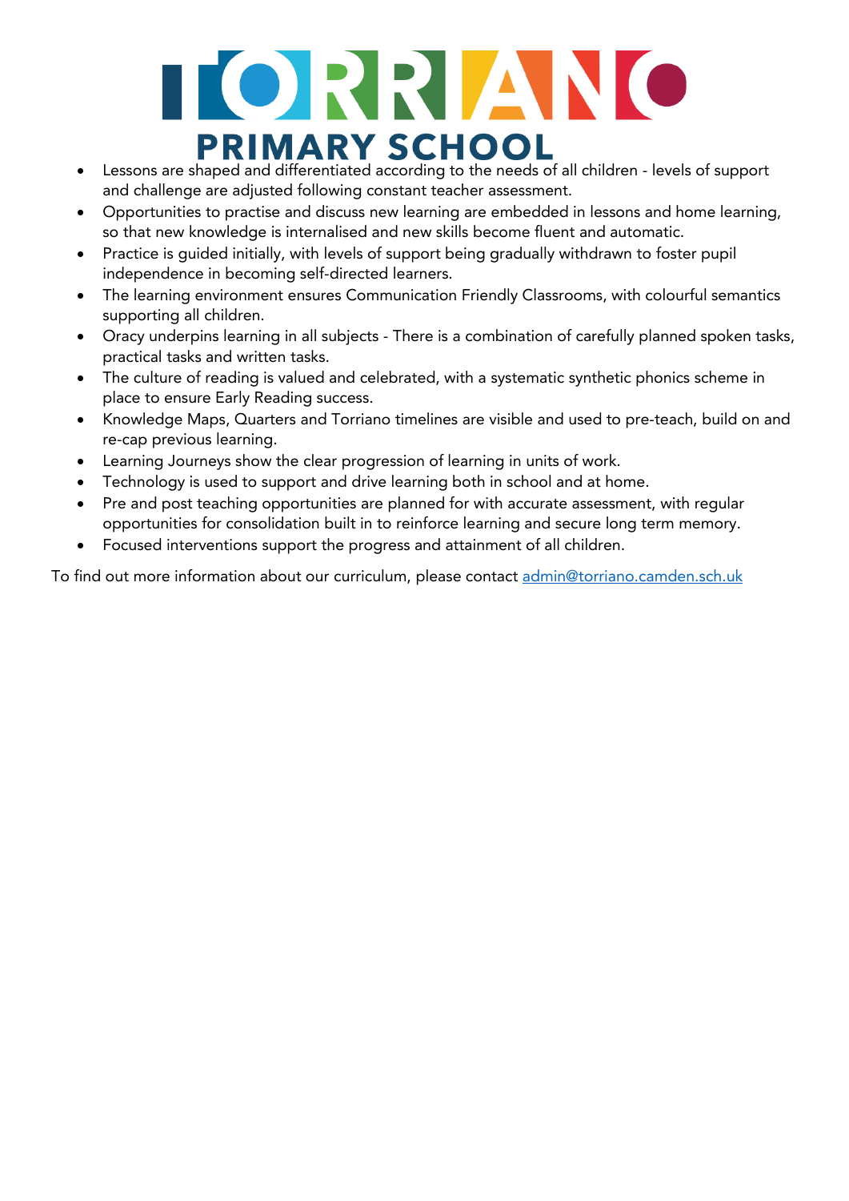- Lessons are shaped and differentiated according to the needs of all children - levels of support and challenge are adjusted following constant teacher assessment.
- Opportunities to practise and discuss new learning are embedded in lessons and home learning, so that new knowledge is internalised and new skills become fluent and automatic.
- Practice is guided initially, with levels of support being gradually withdrawn to foster pupil independence in becoming self-directed learners.
- The learning environment ensures Communication Friendly Classrooms, with colourful semantics supporting all children.
- Oracy underpins learning in all subjects - There is a combination of carefully planned spoken tasks, practical tasks and written tasks.
- The culture of reading is valued and celebrated, with a systematic synthetic phonics scheme in place to ensure Early Reading success.
- Knowledge Maps, Quarters and Torriano timelines are visible and used to pre-teach, build on and re-cap previous learning.
- Learning Journeys show the clear progression of learning in units of work.
- Technology is used to support and drive learning both in school and at home.
- Pre and post teaching opportunities are planned for with accurate assessment, with regular opportunities for consolidation built in to reinforce learning and secure long term memory.
- Focused interventions support the progress and attainment of all children.

To find out more information about our curriculum, please contact [admin@torriano.camden.sch.uk](mailto:admin@torriano.camden.sch.uk)